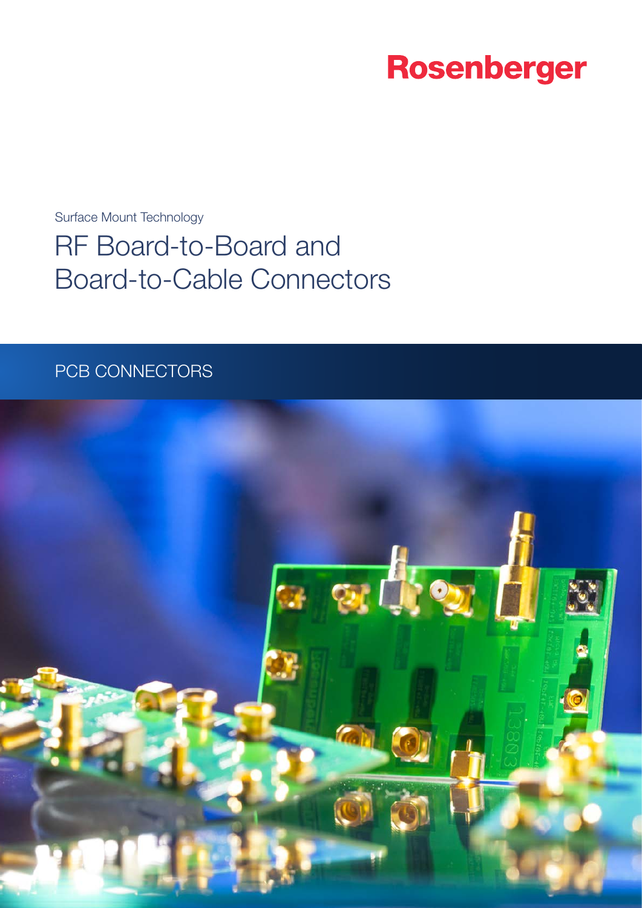Rosenberger

Surface Mount Technology

# RF Board-to-Board and Board-to-Cable Connectors

PCB CONNECTORS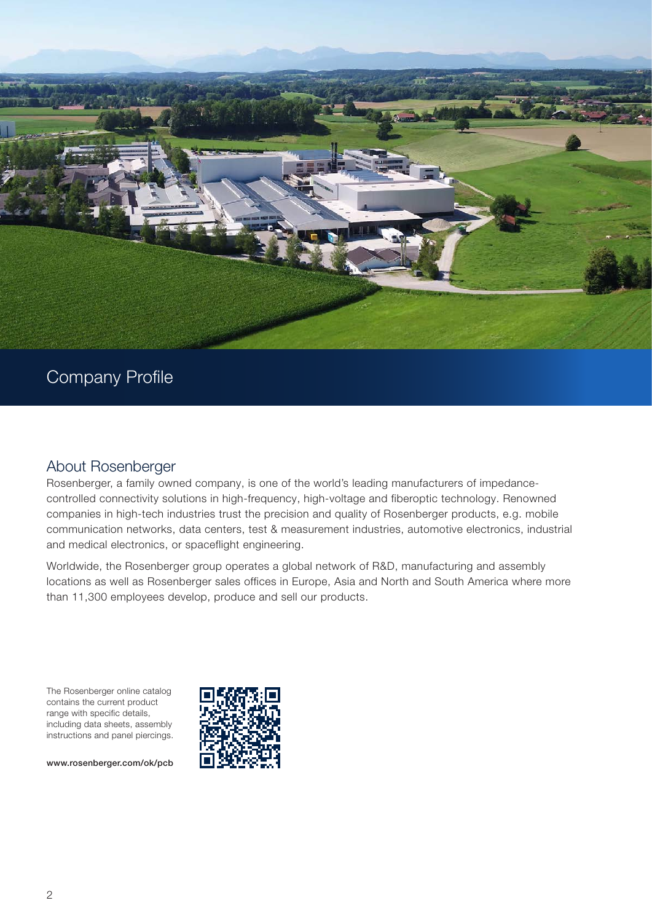# Company Profile

## About Rosenberger

Rosenberger, a family owned company, is one of the world's leading manufacturers of impedance-controlled connectivity solutions in high-frequency, high-voltage and fiberoptic technology. Renowned companies in high-tech industries trust the precision and quality of Rosenberger products, e.g. mobile communication networks, data centers, test & measurement industries, automotive electronics, industrial and medical electronics, or spaceflight engineering.

Worldwide, the Rosenberger group operates a global network of R&D, manufacturing and assembly locations as well as Rosenberger sales offices in Europe, Asia and North and South America where more than 11,300 employees develop, produce and sell our products.

The Rosenberger online catalog contains the current product range with specific details, including data sheets, assembly instructions and panel piercings.

**www.rosenberger.com/ok/pcb**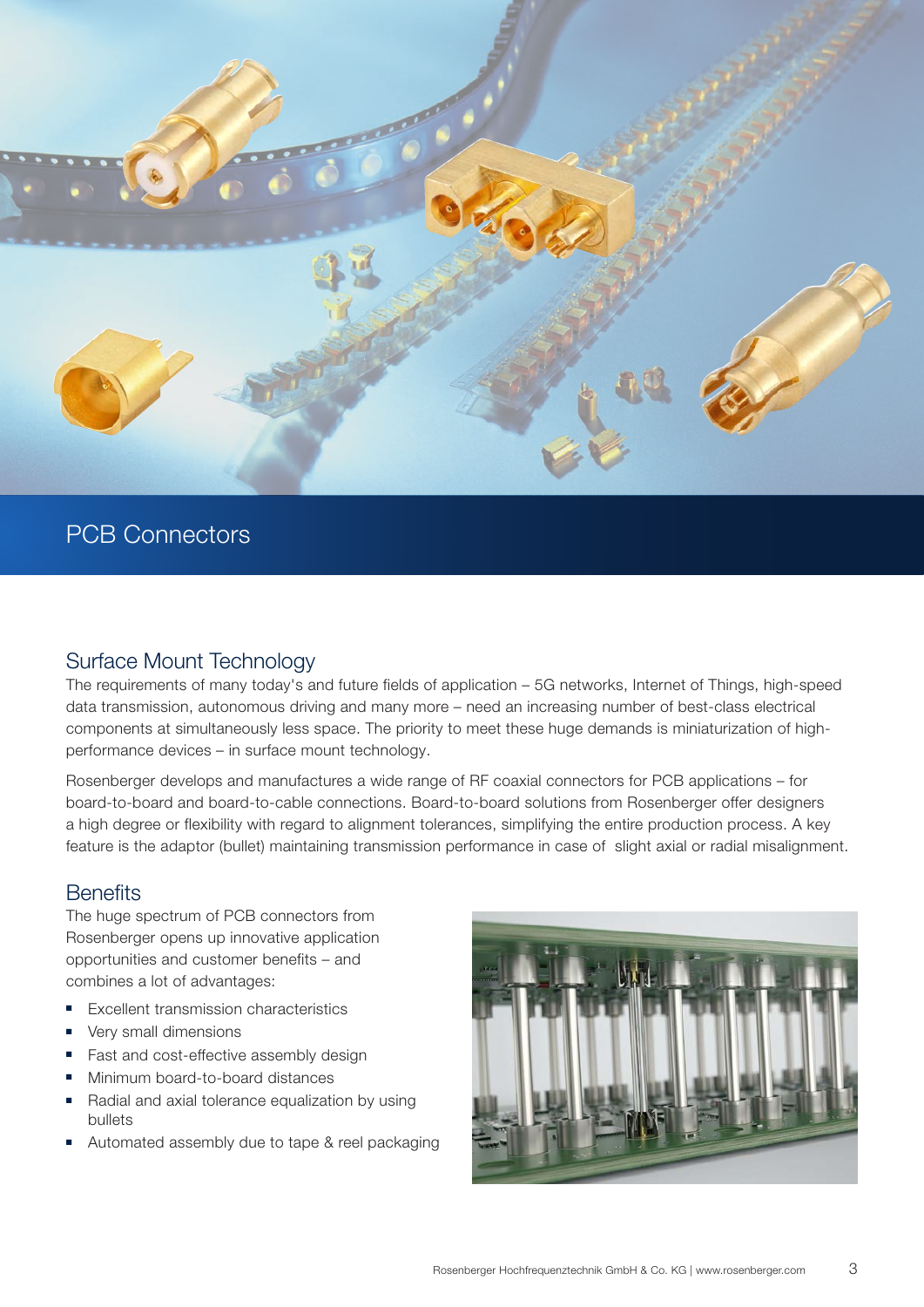# PCB Connectors

## Surface Mount Technology

The requirements of many today's and future fields of application – 5G networks, Internet of Things, high-speed data transmission, autonomous driving and many more – need an increasing number of best-class electrical components at simultaneously less space. The priority to meet these huge demands is miniaturization of high-performance devices – in surface mount technology.

Rosenberger develops and manufactures a wide range of RF coaxial connectors for PCB applications – for board-to-board and board-to-cable connections. Board-to-board solutions from Rosenberger offer designers a high degree or flexibility with regard to alignment tolerances, simplifying the entire production process. A key feature is the adaptor (bullet) maintaining transmission performance in case of slight axial or radial misalignment.

## Benefits

The huge spectrum of PCB connectors from Rosenberger opens up innovative application opportunities and customer benefits – and combines a lot of advantages:

- Excellent transmission characteristics
- Very small dimensions
- Fast and cost-effective assembly design
- Minimum board-to-board distances
- Radial and axial tolerance equalization by using bullets
- Automated assembly due to tape & reel packaging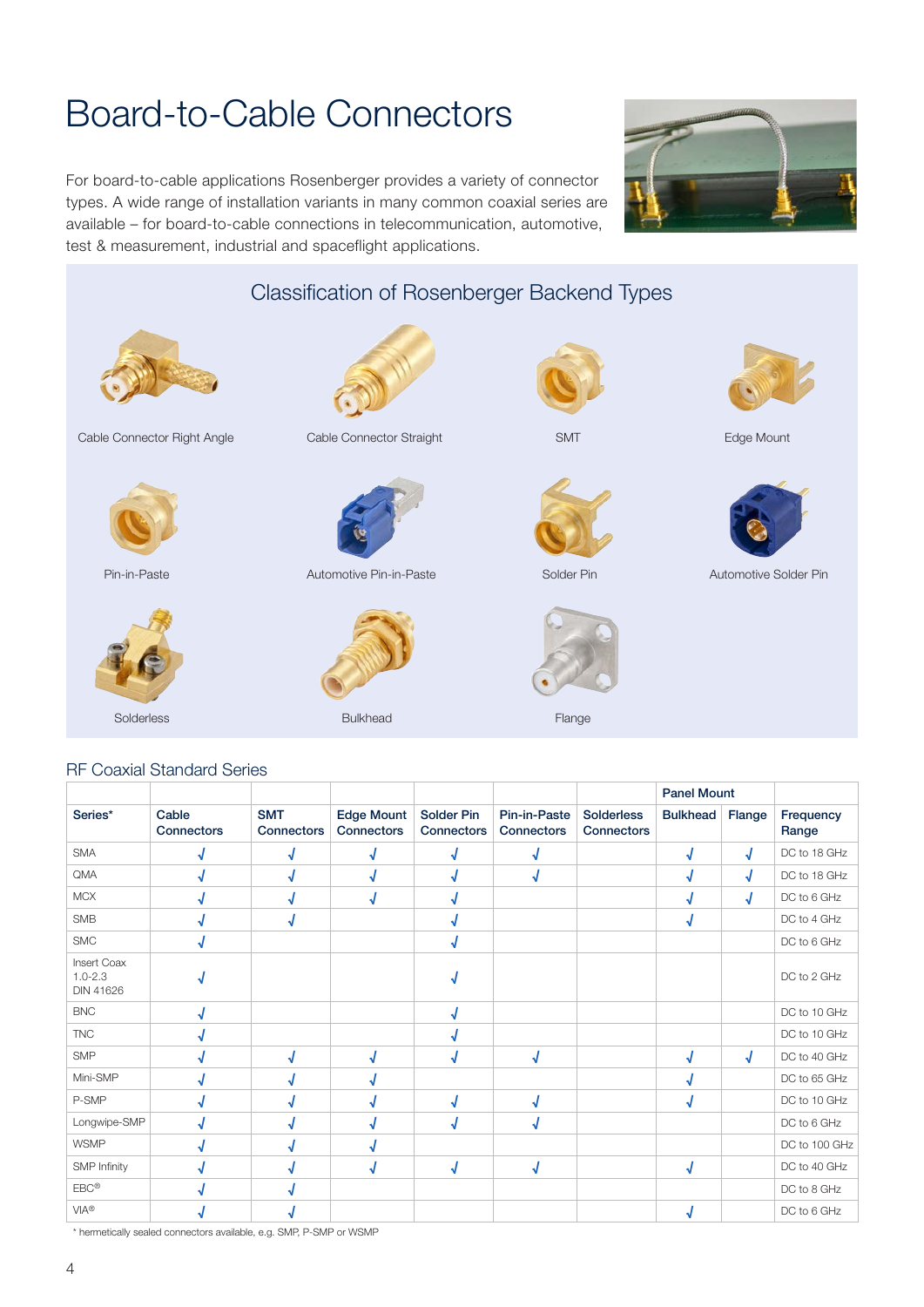# Board-to-Cable Connectors

For board-to-cable applications Rosenberger provides a variety of connector types. A wide range of installation variants in many common coaxial series are available – for board-to-cable connections in telecommunication, automotive, test & measurement, industrial and spaceflight applications.

## Classification of Rosenberger Backend Types

Cable Connector Right Angle

Cable Connector Straight

SMT

Edge Mount

Pin-in-Paste

Automotive Pin-in-Paste

Solder Pin

Automotive Solder Pin

Solderless

Bulkhead

Flange

## RF Coaxial Standard Series

| Series* | Cable Connectors | SMT Connectors | Edge Mount Connectors | Solder Pin Connectors | Pin-in-Paste Connectors | Solderless Connectors | Panel Mount: Bulkhead | Panel Mount: Flange | Frequency Range |
|---|---|---|---|---|---|---|---|---|---|
| SMA | √ | √ | √ | √ | √ | | √ | √ | DC to 18 GHz |
| QMA | √ | √ | √ | √ | √ | | √ | √ | DC to 18 GHz |
| MCX | √ | √ | √ | √ | | | √ | √ | DC to 6 GHz |
| SMB | √ | √ | | √ | | | √ | | DC to 4 GHz |
| SMC | √ | | | √ | | | | | DC to 6 GHz |
| Insert Coax 1.0-2.3 DIN 41626 | √ | | | √ | | | | | DC to 2 GHz |
| BNC | √ | | | √ | | | | | DC to 10 GHz |
| TNC | √ | | | √ | | | | | DC to 10 GHz |
| SMP | √ | √ | √ | √ | √ | | √ | √ | DC to 40 GHz |
| Mini-SMP | √ | √ | √ | | | | √ | | DC to 65 GHz |
| P-SMP | √ | √ | √ | √ | √ | | √ | | DC to 10 GHz |
| Longwipe-SMP | √ | √ | √ | √ | √ | | | | DC to 6 GHz |
| WSMP | √ | √ | √ | | | | | | DC to 100 GHz |
| SMP Infinity | √ | √ | √ | √ | √ | | √ | | DC to 40 GHz |
| EBC® | √ | √ | | | | | | | DC to 8 GHz |
| VIA® | √ | √ | | | | | √ | | DC to 6 GHz |

* hermetically sealed connectors available, e.g. SMP, P-SMP or WSMP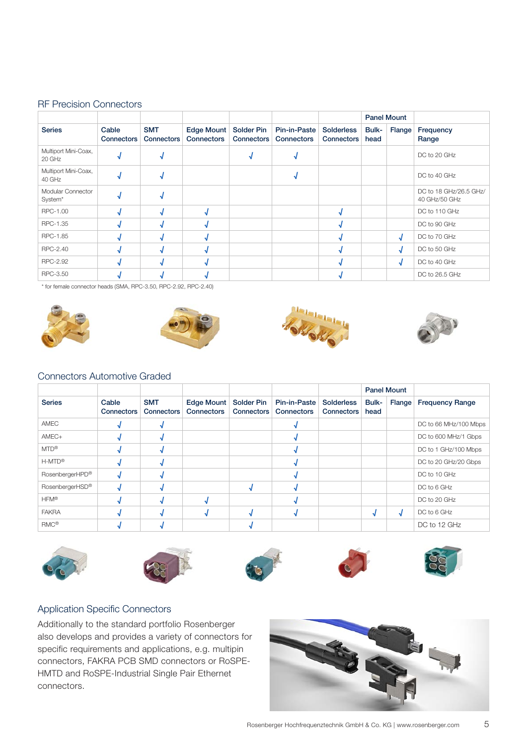## RF Precision Connectors

| Series | Cable Connectors | SMT Connectors | Edge Mount Connectors | Solder Pin Connectors | Pin-in-Paste Connectors | Solderless Connectors | Panel Mount | | Frequency Range |
|---|---|---|---|---|---|---|---|---|---|
| | | | | | | | Bulk-head | Flange | |
| Multiport Mini-Coax, 20 GHz | √ | √ | | √ | √ | | | | DC to 20 GHz |
| Multiport Mini-Coax, 40 GHz | √ | √ | | | √ | | | | DC to 40 GHz |
| Modular Connector System* | √ | √ | | | | | | | DC to 18 GHz/26.5 GHz/ 40 GHz/50 GHz |
| RPC-1.00 | √ | √ | √ | | | √ | | | DC to 110 GHz |
| RPC-1.35 | √ | √ | √ | | | √ | | | DC to 90 GHz |
| RPC-1.85 | √ | √ | √ | | | √ | | √ | DC to 70 GHz |
| RPC-2.40 | √ | √ | √ | | | √ | | √ | DC to 50 GHz |
| RPC-2.92 | √ | √ | √ | | | √ | | √ | DC to 40 GHz |
| RPC-3.50 | √ | √ | √ | | | √ | | | DC to 26.5 GHz |

\* for female connector heads (SMA, RPC-3.50, RPC-2.92, RPC-2.40)

## Connectors Automotive Graded

| Series | Cable Connectors | SMT Connectors | Edge Mount Connectors | Solder Pin Connectors | Pin-in-Paste Connectors | Solderless Connectors | Panel Mount | | Frequency Range |
|---|---|---|---|---|---|---|---|---|---|
| | | | | | | | Bulk-head | Flange | |
| AMEC | √ | √ | | | √ | | | | DC to 66 MHz/100 Mbps |
| AMEC+ | √ | √ | | | √ | | | | DC to 600 MHz/1 Gbps |
| MTD® | √ | √ | | | √ | | | | DC to 1 GHz/100 Mbps |
| H-MTD® | √ | √ | | | √ | | | | DC to 20 GHz/20 Gbps |
| RosenbergerHPD® | √ | √ | | | √ | | | | DC to 10 GHz |
| RosenbergerHSD® | √ | √ | | √ | √ | | | | DC to 6 GHz |
| HFM® | √ | √ | √ | | √ | | | | DC to 20 GHz |
| FAKRA | √ | √ | √ | √ | √ | | √ | √ | DC to 6 GHz |
| RMC® | √ | √ | | √ | | | | | DC to 12 GHz |

## Application Specific Connectors

Additionally to the standard portfolio Rosenberger also develops and provides a variety of connectors for specific requirements and applications, e.g. multipin connectors, FAKRA PCB SMD connectors or RoSPE-HMTD and RoSPE-Industrial Single Pair Ethernet connectors.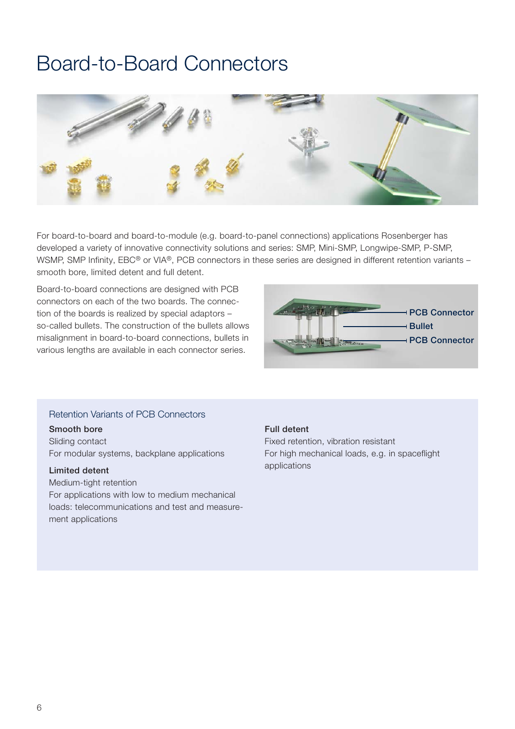# Board-to-Board Connectors

For board-to-board and board-to-module (e.g. board-to-panel connections) applications Rosenberger has developed a variety of innovative connectivity solutions and series: SMP, Mini-SMP, Longwipe-SMP, P-SMP, WSMP, SMP Infinity, EBC® or VIA®, PCB connectors in these series are designed in different retention variants – smooth bore, limited detent and full detent.

Board-to-board connections are designed with PCB connectors on each of the two boards. The connection of the boards is realized by special adaptors – so-called bullets. The construction of the bullets allows misalignment in board-to-board connections, bullets in various lengths are available in each connector series.

PCB Connector
Bullet
PCB Connector

### Retention Variants of PCB Connectors

**Smooth bore**
Sliding contact
For modular systems, backplane applications

**Limited detent**
Medium-tight retention
For applications with low to medium mechanical loads: telecommunications and test and measurement applications

**Full detent**
Fixed retention, vibration resistant
For high mechanical loads, e.g. in spaceflight applications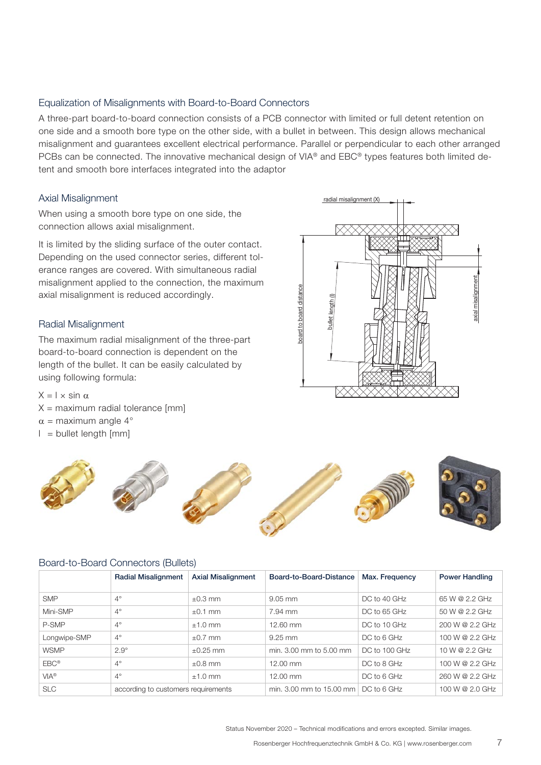## Equalization of Misalignments with Board-to-Board Connectors

A three-part board-to-board connector consists of a PCB connector with limited or full detent retention on one side and a smooth bore type on the other side, with a bullet in between. This design allows mechanical misalignment and guarantees excellent electrical performance. Parallel or perpendicular to each other arranged PCBs can be connected. The innovative mechanical design of VIA® and EBC® types features both limited detent and smooth bore interfaces integrated into the adaptor

### Axial Misalignment

When using a smooth bore type on one side, the connection allows axial misalignment.

It is limited by the sliding surface of the outer contact. Depending on the used connector series, different tolerance ranges are covered. With simultaneous radial misalignment applied to the connection, the maximum axial misalignment is reduced accordingly.

### Radial Misalignment

The maximum radial misalignment of the three-part board-to-board connection is dependent on the length of the bullet. It can be easily calculated by using following formula:

$X = l \times \sin \alpha$

$X$ = maximum radial tolerance [mm]

$\alpha$ = maximum angle 4°

$l$ = bullet length [mm]

radial misalignment (X)

board to board distance

bullet length (l)

axial misalignment

## Board-to-Board Connectors (Bullets)

| | Radial Misalignment | Axial Misalignment | Board-to-Board-Distance | Max. Frequency | Power Handling |
|---|---|---|---|---|---|
| SMP | 4° | ±0.3 mm | 9.05 mm | DC to 40 GHz | 65 W @ 2.2 GHz |
| Mini-SMP | 4° | ±0.1 mm | 7.94 mm | DC to 65 GHz | 50 W @ 2.2 GHz |
| P-SMP | 4° | ±1.0 mm | 12.60 mm | DC to 10 GHz | 200 W @ 2.2 GHz |
| Longwipe-SMP | 4° | ±0.7 mm | 9.25 mm | DC to 6 GHz | 100 W @ 2.2 GHz |
| WSMP | 2.9° | ±0.25 mm | min. 3.00 mm to 5.00 mm | DC to 100 GHz | 10 W @ 2.2 GHz |
| EBC® | 4° | ±0.8 mm | 12.00 mm | DC to 8 GHz | 100 W @ 2.2 GHz |
| VIA® | 4° | ±1.0 mm | 12.00 mm | DC to 6 GHz | 260 W @ 2.2 GHz |
| SLC | according to customers requirements | | min. 3.00 mm to 15.00 mm | DC to 6 GHz | 100 W @ 2.0 GHz |

Status November 2020 – Technical modifications and errors excepted. Similar images.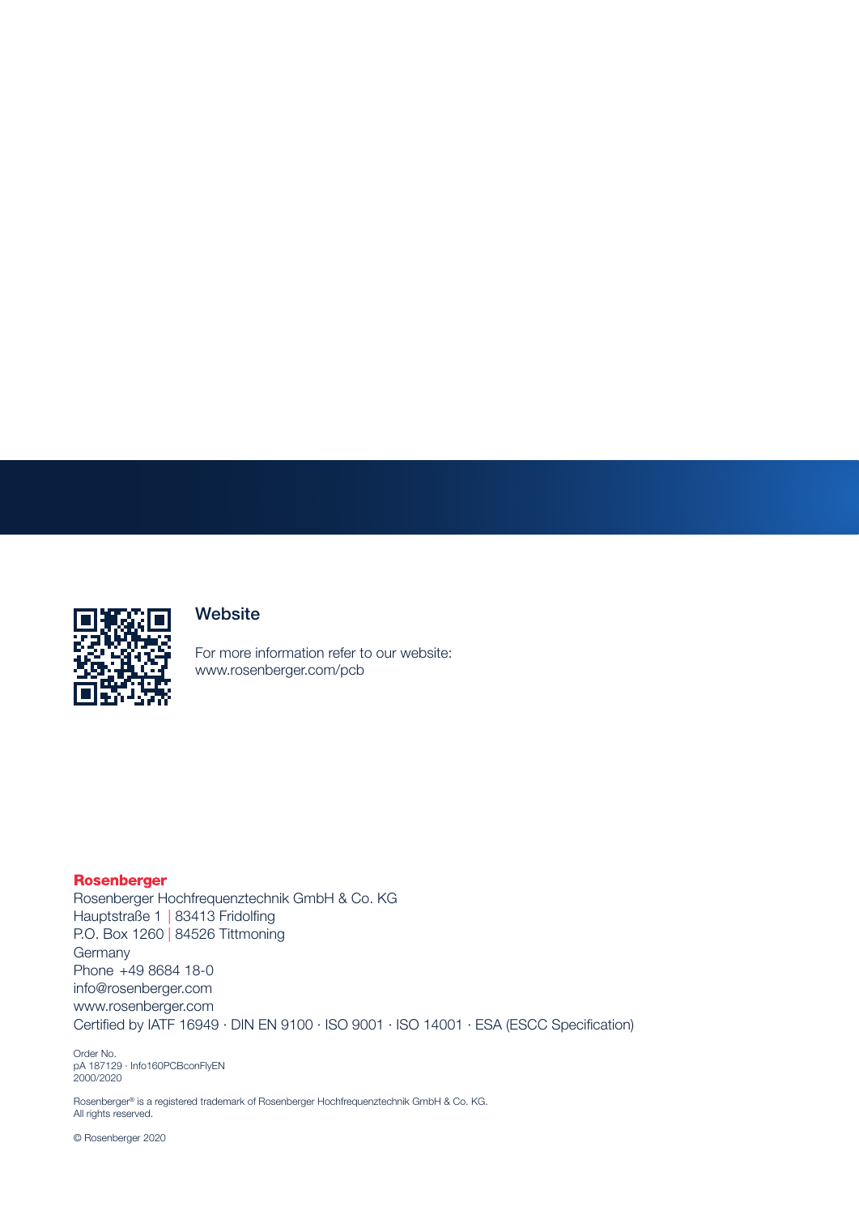## Website

For more information refer to our website:
www.rosenberger.com/pcb

**Rosenberger**

Rosenberger Hochfrequenztechnik GmbH & Co. KG
Hauptstraße 1 | 83413 Fridolfing
P.O. Box 1260 | 84526 Tittmoning
Germany
Phone +49 8684 18-0
info@rosenberger.com
www.rosenberger.com
Certified by IATF 16949 · DIN EN 9100 · ISO 9001 · ISO 14001 · ESA (ESCC Specification)

Order No.
pA 187129 · Info160PCBconFlyEN
2000/2020

Rosenberger® is a registered trademark of Rosenberger Hochfrequenztechnik GmbH & Co. KG.
All rights reserved.

© Rosenberger 2020